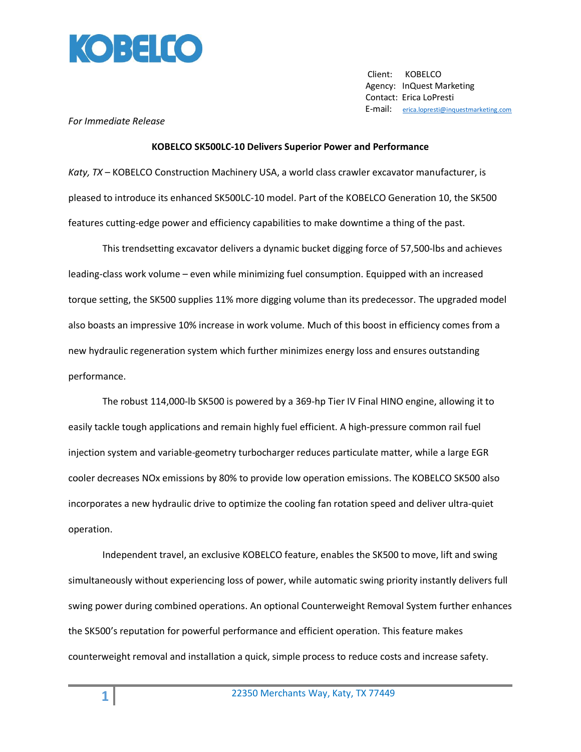KOBELCO

Client: KOBELCO
Agency: InQuest Marketing
Contact: Erica LoPresti
E-mail: erica.lopresti@inquestmarketing.com

*For Immediate Release*

**KOBELCO SK500LC-10 Delivers Superior Power and Performance**

*Katy, TX* – KOBELCO Construction Machinery USA, a world class crawler excavator manufacturer, is pleased to introduce its enhanced SK500LC-10 model. Part of the KOBELCO Generation 10, the SK500 features cutting-edge power and efficiency capabilities to make downtime a thing of the past.

This trendsetting excavator delivers a dynamic bucket digging force of 57,500-lbs and achieves leading-class work volume – even while minimizing fuel consumption. Equipped with an increased torque setting, the SK500 supplies 11% more digging volume than its predecessor. The upgraded model also boasts an impressive 10% increase in work volume. Much of this boost in efficiency comes from a new hydraulic regeneration system which further minimizes energy loss and ensures outstanding performance.

The robust 114,000-lb SK500 is powered by a 369-hp Tier IV Final HINO engine, allowing it to easily tackle tough applications and remain highly fuel efficient. A high-pressure common rail fuel injection system and variable-geometry turbocharger reduces particulate matter, while a large EGR cooler decreases NOx emissions by 80% to provide low operation emissions. The KOBELCO SK500 also incorporates a new hydraulic drive to optimize the cooling fan rotation speed and deliver ultra-quiet operation.

Independent travel, an exclusive KOBELCO feature, enables the SK500 to move, lift and swing simultaneously without experiencing loss of power, while automatic swing priority instantly delivers full swing power during combined operations. An optional Counterweight Removal System further enhances the SK500's reputation for powerful performance and efficient operation. This feature makes counterweight removal and installation a quick, simple process to reduce costs and increase safety.

22350 Merchants Way, Katy, TX 77449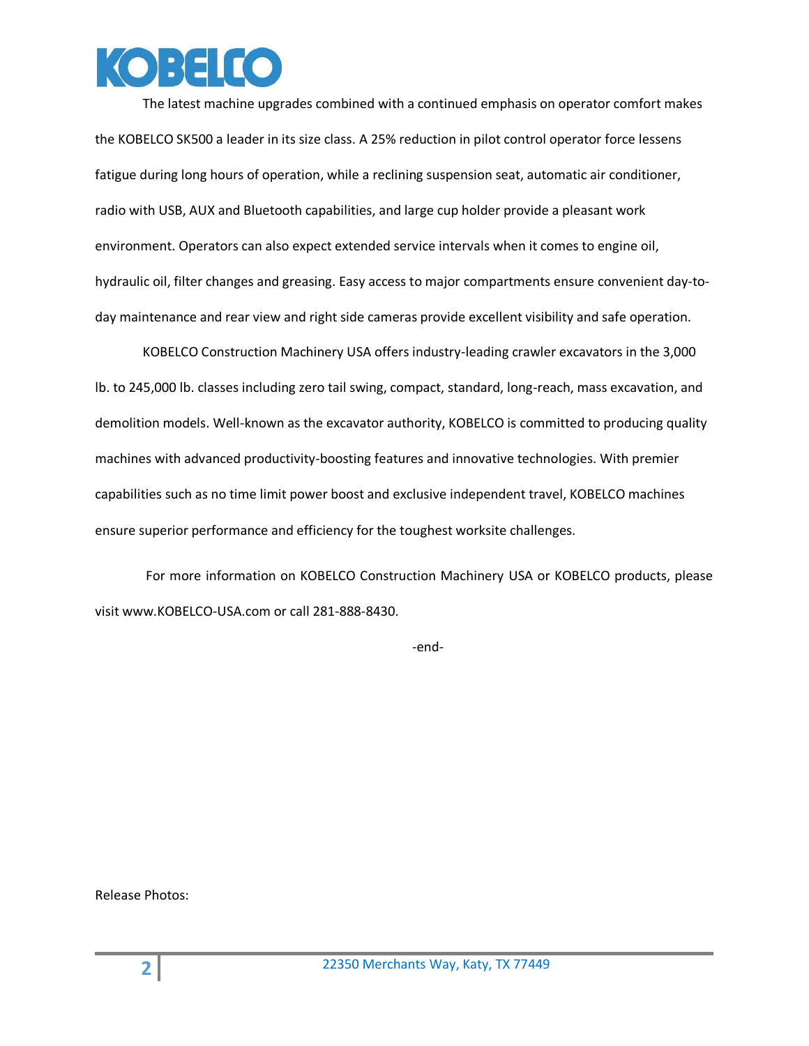The latest machine upgrades combined with a continued emphasis on operator comfort makes the KOBELCO SK500 a leader in its size class. A 25% reduction in pilot control operator force lessens fatigue during long hours of operation, while a reclining suspension seat, automatic air conditioner, radio with USB, AUX and Bluetooth capabilities, and large cup holder provide a pleasant work environment. Operators can also expect extended service intervals when it comes to engine oil, hydraulic oil, filter changes and greasing. Easy access to major compartments ensure convenient day-to-day maintenance and rear view and right side cameras provide excellent visibility and safe operation.

KOBELCO Construction Machinery USA offers industry-leading crawler excavators in the 3,000 lb. to 245,000 lb. classes including zero tail swing, compact, standard, long-reach, mass excavation, and demolition models. Well-known as the excavator authority, KOBELCO is committed to producing quality machines with advanced productivity-boosting features and innovative technologies. With premier capabilities such as no time limit power boost and exclusive independent travel, KOBELCO machines ensure superior performance and efficiency for the toughest worksite challenges.

For more information on KOBELCO Construction Machinery USA or KOBELCO products, please visit www.KOBELCO-USA.com or call 281-888-8430.

-end-

Release Photos: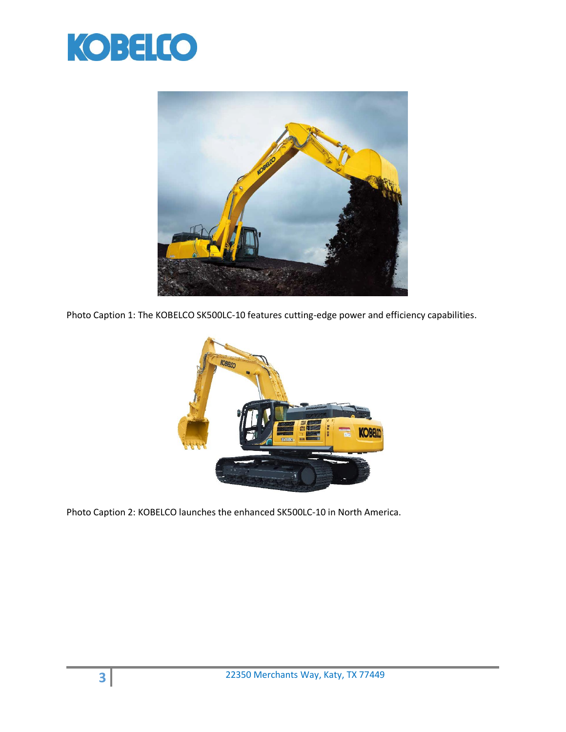Photo Caption 1: The KOBELCO SK500LC-10 features cutting-edge power and efficiency capabilities.

Photo Caption 2: KOBELCO launches the enhanced SK500LC-10 in North America.

22350 Merchants Way, Katy, TX 77449